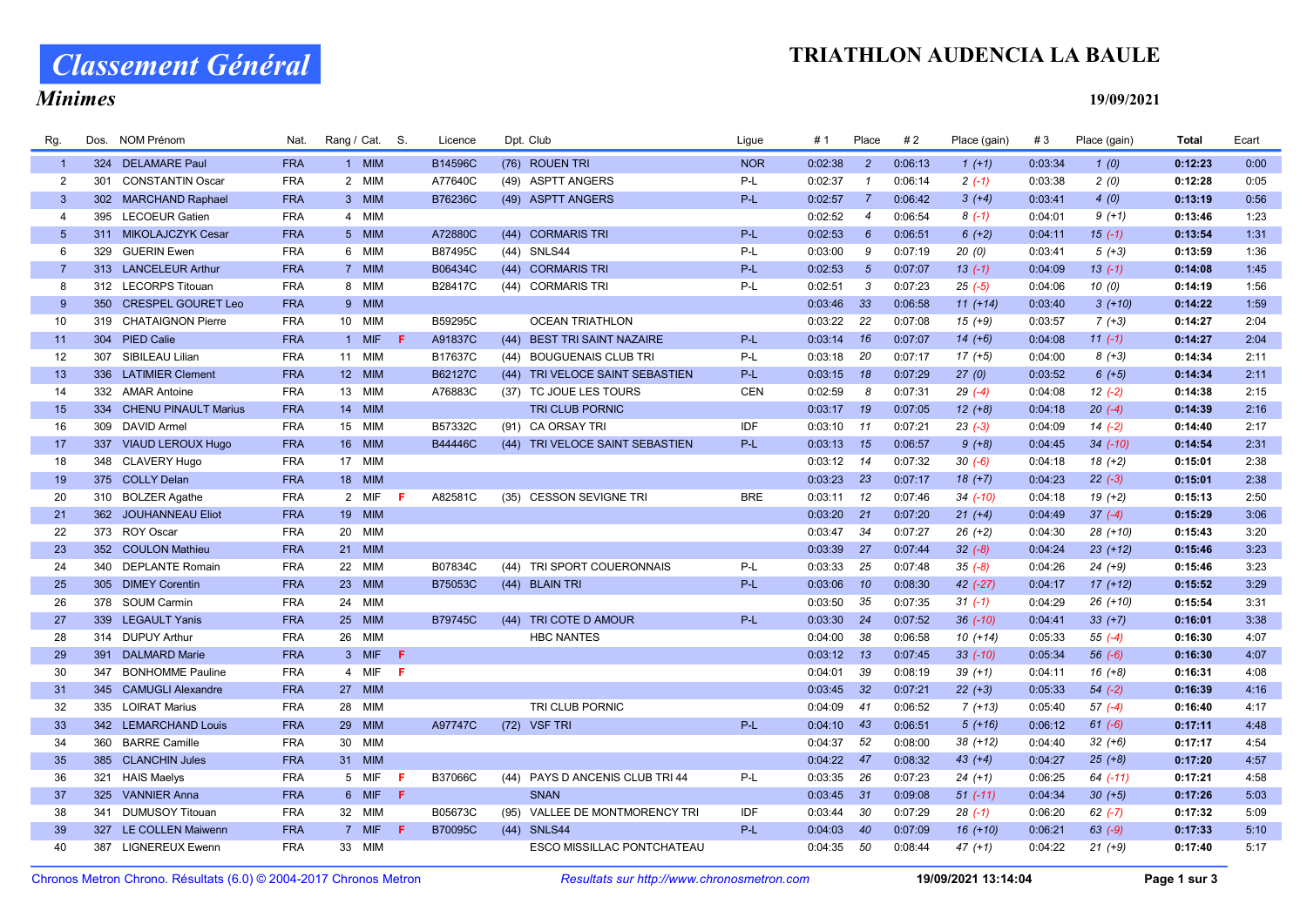# Classement Général

## Minimes

# TRIATHLON AUDENCIA LA BAULE

19/09/2021

| Rg. | Dos. | NOM Prénom | Nat. | Rang / Cat. | | S. | Licence | Dpt. | Club | Ligue | # 1 | Place | # 2 | Place (gain) | # 3 | Place (gain) | Total | Ecart |
|---|---|---|---|---|---|---|---|---|---|---|---|---|---|---|---|---|---|---|
| 1 | 324 | DELAMARE Paul | FRA | 1 | MIM | | B14596C | (76) | ROUEN TRI | NOR | 0:02:38 | 2 | 0:06:13 | 1 (+1) | 0:03:34 | 1 (0) | **0:12:23** | 0:00 |
| 2 | 301 | CONSTANTIN Oscar | FRA | 2 | MIM | | A77640C | (49) | ASPTT ANGERS | P-L | 0:02:37 | 1 | 0:06:14 | 2 (-1) | 0:03:38 | 2 (0) | **0:12:28** | 0:05 |
| 3 | 302 | MARCHAND Raphael | FRA | 3 | MIM | | B76236C | (49) | ASPTT ANGERS | P-L | 0:02:57 | 7 | 0:06:42 | 3 (+4) | 0:03:41 | 4 (0) | **0:13:19** | 0:56 |
| 4 | 395 | LECOEUR Gatien | FRA | 4 | MIM | | | | | | 0:02:52 | 4 | 0:06:54 | 8 (-1) | 0:04:01 | 9 (+1) | **0:13:46** | 1:23 |
| 5 | 311 | MIKOLAJCZYK Cesar | FRA | 5 | MIM | | A72880C | (44) | CORMARIS TRI | P-L | 0:02:53 | 6 | 0:06:51 | 6 (+2) | 0:04:11 | 15 (-1) | **0:13:54** | 1:31 |
| 6 | 329 | GUERIN Ewen | FRA | 6 | MIM | | B87495C | (44) | SNLS44 | P-L | 0:03:00 | 9 | 0:07:19 | 20 (0) | 0:03:41 | 5 (+3) | **0:13:59** | 1:36 |
| 7 | 313 | LANCELEUR Arthur | FRA | 7 | MIM | | B06434C | (44) | CORMARIS TRI | P-L | 0:02:53 | 5 | 0:07:07 | 13 (-1) | 0:04:09 | 13 (-1) | **0:14:08** | 1:45 |
| 8 | 312 | LECORPS Titouan | FRA | 8 | MIM | | B28417C | (44) | CORMARIS TRI | P-L | 0:02:51 | 3 | 0:07:23 | 25 (-5) | 0:04:06 | 10 (0) | **0:14:19** | 1:56 |
| 9 | 350 | CRESPEL GOURET Leo | FRA | 9 | MIM | | | | | | 0:03:46 | 33 | 0:06:58 | 11 (+14) | 0:03:40 | 3 (+10) | **0:14:22** | 1:59 |
| 10 | 319 | CHATAIGNON Pierre | FRA | 10 | MIM | | B59295C | | OCEAN TRIATHLON | | 0:03:22 | 22 | 0:07:08 | 15 (+9) | 0:03:57 | 7 (+3) | **0:14:27** | 2:04 |
| 11 | 304 | PIED Calie | FRA | 1 | MIF | F | A91837C | (44) | BEST TRI SAINT NAZAIRE | P-L | 0:03:14 | 16 | 0:07:07 | 14 (+6) | 0:04:08 | 11 (-1) | **0:14:27** | 2:04 |
| 12 | 307 | SIBILEAU Lilian | FRA | 11 | MIM | | B17637C | (44) | BOUGUENAIS CLUB TRI | P-L | 0:03:18 | 20 | 0:07:17 | 17 (+5) | 0:04:00 | 8 (+3) | **0:14:34** | 2:11 |
| 13 | 336 | LATIMIER Clement | FRA | 12 | MIM | | B62127C | (44) | TRI VELOCE SAINT SEBASTIEN | P-L | 0:03:15 | 18 | 0:07:29 | 27 (0) | 0:03:52 | 6 (+5) | **0:14:34** | 2:11 |
| 14 | 332 | AMAR Antoine | FRA | 13 | MIM | | A76883C | (37) | TC JOUE LES TOURS | CEN | 0:02:59 | 8 | 0:07:31 | 29 (-4) | 0:04:08 | 12 (-2) | **0:14:38** | 2:15 |
| 15 | 334 | CHENU PINAULT Marius | FRA | 14 | MIM | | | | TRI CLUB PORNIC | | 0:03:17 | 19 | 0:07:05 | 12 (+8) | 0:04:18 | 20 (-4) | **0:14:39** | 2:16 |
| 16 | 309 | DAVID Armel | FRA | 15 | MIM | | B57332C | (91) | CA ORSAY TRI | IDF | 0:03:10 | 11 | 0:07:21 | 23 (-3) | 0:04:09 | 14 (-2) | **0:14:40** | 2:17 |
| 17 | 337 | VIAUD LEROUX Hugo | FRA | 16 | MIM | | B44446C | (44) | TRI VELOCE SAINT SEBASTIEN | P-L | 0:03:13 | 15 | 0:06:57 | 9 (+8) | 0:04:45 | 34 (-10) | **0:14:54** | 2:31 |
| 18 | 348 | CLAVERY Hugo | FRA | 17 | MIM | | | | | | 0:03:12 | 14 | 0:07:32 | 30 (-6) | 0:04:18 | 18 (+2) | **0:15:01** | 2:38 |
| 19 | 375 | COLLY Delan | FRA | 18 | MIM | | | | | | 0:03:23 | 23 | 0:07:17 | 18 (+7) | 0:04:23 | 22 (-3) | **0:15:01** | 2:38 |
| 20 | 310 | BOLZER Agathe | FRA | 2 | MIF | F | A82581C | (35) | CESSON SEVIGNE TRI | BRE | 0:03:11 | 12 | 0:07:46 | 34 (-10) | 0:04:18 | 19 (+2) | **0:15:13** | 2:50 |
| 21 | 362 | JOUHANNEAU Eliot | FRA | 19 | MIM | | | | | | 0:03:20 | 21 | 0:07:20 | 21 (+4) | 0:04:49 | 37 (-4) | **0:15:29** | 3:06 |
| 22 | 373 | ROY Oscar | FRA | 20 | MIM | | | | | | 0:03:47 | 34 | 0:07:27 | 26 (+2) | 0:04:30 | 28 (+10) | **0:15:43** | 3:20 |
| 23 | 352 | COULON Mathieu | FRA | 21 | MIM | | | | | | 0:03:39 | 27 | 0:07:44 | 32 (-8) | 0:04:24 | 23 (+12) | **0:15:46** | 3:23 |
| 24 | 340 | DEPLANTE Romain | FRA | 22 | MIM | | B07834C | (44) | TRI SPORT COUERONNAIS | P-L | 0:03:33 | 25 | 0:07:48 | 35 (-8) | 0:04:26 | 24 (+9) | **0:15:46** | 3:23 |
| 25 | 305 | DIMEY Corentin | FRA | 23 | MIM | | B75053C | (44) | BLAIN TRI | P-L | 0:03:06 | 10 | 0:08:30 | 42 (-27) | 0:04:17 | 17 (+12) | **0:15:52** | 3:29 |
| 26 | 378 | SOUM Carmin | FRA | 24 | MIM | | | | | | 0:03:50 | 35 | 0:07:35 | 31 (-1) | 0:04:29 | 26 (+10) | **0:15:54** | 3:31 |
| 27 | 339 | LEGAULT Yanis | FRA | 25 | MIM | | B79745C | (44) | TRI COTE D AMOUR | P-L | 0:03:30 | 24 | 0:07:52 | 36 (-10) | 0:04:41 | 33 (+7) | **0:16:01** | 3:38 |
| 28 | 314 | DUPUY Arthur | FRA | 26 | MIM | | | | HBC NANTES | | 0:04:00 | 38 | 0:06:58 | 10 (+14) | 0:05:33 | 55 (-4) | **0:16:30** | 4:07 |
| 29 | 391 | DALMARD Marie | FRA | 3 | MIF | F | | | | | 0:03:12 | 13 | 0:07:45 | 33 (-10) | 0:05:34 | 56 (-6) | **0:16:30** | 4:07 |
| 30 | 347 | BONHOMME Pauline | FRA | 4 | MIF | F | | | | | 0:04:01 | 39 | 0:08:19 | 39 (+1) | 0:04:11 | 16 (+8) | **0:16:31** | 4:08 |
| 31 | 345 | CAMUGLI Alexandre | FRA | 27 | MIM | | | | | | 0:03:45 | 32 | 0:07:21 | 22 (+3) | 0:05:33 | 54 (-2) | **0:16:39** | 4:16 |
| 32 | 335 | LOIRAT Marius | FRA | 28 | MIM | | | | TRI CLUB PORNIC | | 0:04:09 | 41 | 0:06:52 | 7 (+13) | 0:05:40 | 57 (-4) | **0:16:40** | 4:17 |
| 33 | 342 | LEMARCHAND Louis | FRA | 29 | MIM | | A97747C | (72) | VSF TRI | P-L | 0:04:10 | 43 | 0:06:51 | 5 (+16) | 0:06:12 | 61 (-6) | **0:17:11** | 4:48 |
| 34 | 360 | BARRE Camille | FRA | 30 | MIM | | | | | | 0:04:37 | 52 | 0:08:00 | 38 (+12) | 0:04:40 | 32 (+6) | **0:17:17** | 4:54 |
| 35 | 385 | CLANCHIN Jules | FRA | 31 | MIM | | | | | | 0:04:22 | 47 | 0:08:32 | 43 (+4) | 0:04:27 | 25 (+8) | **0:17:20** | 4:57 |
| 36 | 321 | HAIS Maelys | FRA | 5 | MIF | F | B37066C | (44) | PAYS D ANCENIS CLUB TRI 44 | P-L | 0:03:35 | 26 | 0:07:23 | 24 (+1) | 0:06:25 | 64 (-11) | **0:17:21** | 4:58 |
| 37 | 325 | VANNIER Anna | FRA | 6 | MIF | F | | | SNAN | | 0:03:45 | 31 | 0:09:08 | 51 (-11) | 0:04:34 | 30 (+5) | **0:17:26** | 5:03 |
| 38 | 341 | DUMUSOY Titouan | FRA | 32 | MIM | | B05673C | (95) | VALLEE DE MONTMORENCY TRI | IDF | 0:03:44 | 30 | 0:07:29 | 28 (-1) | 0:06:20 | 62 (-7) | **0:17:32** | 5:09 |
| 39 | 327 | LE COLLEN Maiwenn | FRA | 7 | MIF | F | B70095C | (44) | SNLS44 | P-L | 0:04:03 | 40 | 0:07:09 | 16 (+10) | 0:06:21 | 63 (-9) | **0:17:33** | 5:10 |
| 40 | 387 | LIGNEREUX Ewenn | FRA | 33 | MIM | | | | ESCO MISSILLAC PONTCHATEAU | | 0:04:35 | 50 | 0:08:44 | 47 (+1) | 0:04:22 | 21 (+9) | **0:17:40** | 5:17 |

Chronos Metron Chrono. Résultats (6.0) © 2004-2017 Chronos Metron — *Resultats sur http://www.chronosmetron.com* — **19/09/2021 13:14:04**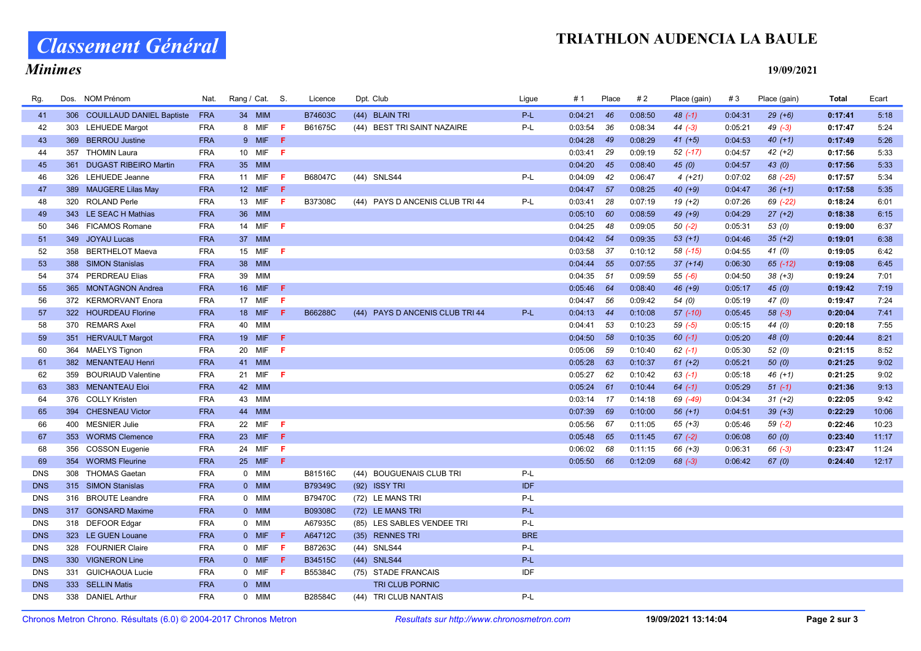# Classement Général

## Minimes

**TRIATHLON AUDENCIA LA BAULE**

**19/09/2021**

| Rg. | Dos. | NOM Prénom | Nat. | Rang / Cat. | S. | Licence | Dpt. Club | Ligue | # 1 | Place | # 2 | Place (gain) | # 3 | Place (gain) | Total | Ecart |
|---|---|---|---|---|---|---|---|---|---|---|---|---|---|---|---|---|
| 41 | 306 | COUILLAUD DANIEL Baptiste | FRA | 34 MIM | | B74603C | (44) BLAIN TRI | P-L | 0:04:21 | 46 | 0:08:50 | 48 (-1) | 0:04:31 | 29 (+6) | **0:17:41** | 5:18 |
| 42 | 303 | LEHUEDE Margot | FRA | 8 MIF | F | B61675C | (44) BEST TRI SAINT NAZAIRE | P-L | 0:03:54 | 36 | 0:08:34 | 44 (-3) | 0:05:21 | 49 (-3) | **0:17:47** | 5:24 |
| 43 | 369 | BERROU Justine | FRA | 9 MIF | F | | | | 0:04:28 | 49 | 0:08:29 | 41 (+5) | 0:04:53 | 40 (+1) | **0:17:49** | 5:26 |
| 44 | 357 | THOMIN Laura | FRA | 10 MIF | F | | | | 0:03:41 | 29 | 0:09:19 | 52 (-17) | 0:04:57 | 42 (+2) | **0:17:56** | 5:33 |
| 45 | 361 | DUGAST RIBEIRO Martin | FRA | 35 MIM | | | | | 0:04:20 | 45 | 0:08:40 | 45 (0) | 0:04:57 | 43 (0) | **0:17:56** | 5:33 |
| 46 | 326 | LEHUEDE Jeanne | FRA | 11 MIF | F | B68047C | (44) SNLS44 | P-L | 0:04:09 | 42 | 0:06:47 | 4 (+21) | 0:07:02 | 68 (-25) | **0:17:57** | 5:34 |
| 47 | 389 | MAUGERE Lilas May | FRA | 12 MIF | F | | | | 0:04:47 | 57 | 0:08:25 | 40 (+9) | 0:04:47 | 36 (+1) | **0:17:58** | 5:35 |
| 48 | 320 | ROLAND Perle | FRA | 13 MIF | F | B37308C | (44) PAYS D ANCENIS CLUB TRI 44 | P-L | 0:03:41 | 28 | 0:07:19 | 19 (+2) | 0:07:26 | 69 (-22) | **0:18:24** | 6:01 |
| 49 | 343 | LE SEAC H Mathias | FRA | 36 MIM | | | | | 0:05:10 | 60 | 0:08:59 | 49 (+9) | 0:04:29 | 27 (+2) | **0:18:38** | 6:15 |
| 50 | 346 | FICAMOS Romane | FRA | 14 MIF | F | | | | 0:04:25 | 48 | 0:09:05 | 50 (-2) | 0:05:31 | 53 (0) | **0:19:00** | 6:37 |
| 51 | 349 | JOYAU Lucas | FRA | 37 MIM | | | | | 0:04:42 | 54 | 0:09:35 | 53 (+1) | 0:04:46 | 35 (+2) | **0:19:01** | 6:38 |
| 52 | 358 | BERTHELOT Maeva | FRA | 15 MIF | F | | | | 0:03:58 | 37 | 0:10:12 | 58 (-15) | 0:04:55 | 41 (0) | **0:19:05** | 6:42 |
| 53 | 388 | SIMON Stanislas | FRA | 38 MIM | | | | | 0:04:44 | 55 | 0:07:55 | 37 (+14) | 0:06:30 | 65 (-12) | **0:19:08** | 6:45 |
| 54 | 374 | PERDREAU Elias | FRA | 39 MIM | | | | | 0:04:35 | 51 | 0:09:59 | 55 (-6) | 0:04:50 | 38 (+3) | **0:19:24** | 7:01 |
| 55 | 365 | MONTAGNON Andrea | FRA | 16 MIF | F | | | | 0:05:46 | 64 | 0:08:40 | 46 (+9) | 0:05:17 | 45 (0) | **0:19:42** | 7:19 |
| 56 | 372 | KERMORVANT Enora | FRA | 17 MIF | F | | | | 0:04:47 | 56 | 0:09:42 | 54 (0) | 0:05:19 | 47 (0) | **0:19:47** | 7:24 |
| 57 | 322 | HOURDEAU Florine | FRA | 18 MIF | F | B66288C | (44) PAYS D ANCENIS CLUB TRI 44 | P-L | 0:04:13 | 44 | 0:10:08 | 57 (-10) | 0:05:45 | 58 (-3) | **0:20:04** | 7:41 |
| 58 | 370 | REMARS Axel | FRA | 40 MIM | | | | | 0:04:41 | 53 | 0:10:23 | 59 (-5) | 0:05:15 | 44 (0) | **0:20:18** | 7:55 |
| 59 | 351 | HERVAULT Margot | FRA | 19 MIF | F | | | | 0:04:50 | 58 | 0:10:35 | 60 (-1) | 0:05:20 | 48 (0) | **0:20:44** | 8:21 |
| 60 | 364 | MAELYS Tignon | FRA | 20 MIF | F | | | | 0:05:06 | 59 | 0:10:40 | 62 (-1) | 0:05:30 | 52 (0) | **0:21:15** | 8:52 |
| 61 | 382 | MENANTEAU Henri | FRA | 41 MIM | | | | | 0:05:28 | 63 | 0:10:37 | 61 (+2) | 0:05:21 | 50 (0) | **0:21:25** | 9:02 |
| 62 | 359 | BOURIAUD Valentine | FRA | 21 MIF | F | | | | 0:05:27 | 62 | 0:10:42 | 63 (-1) | 0:05:18 | 46 (+1) | **0:21:25** | 9:02 |
| 63 | 383 | MENANTEAU Eloi | FRA | 42 MIM | | | | | 0:05:24 | 61 | 0:10:44 | 64 (-1) | 0:05:29 | 51 (-1) | **0:21:36** | 9:13 |
| 64 | 376 | COLLY Kristen | FRA | 43 MIM | | | | | 0:03:14 | 17 | 0:14:18 | 69 (-49) | 0:04:34 | 31 (+2) | **0:22:05** | 9:42 |
| 65 | 394 | CHESNEAU Victor | FRA | 44 MIM | | | | | 0:07:39 | 69 | 0:10:00 | 56 (+1) | 0:04:51 | 39 (+3) | **0:22:29** | 10:06 |
| 66 | 400 | MESNIER Julie | FRA | 22 MIF | F | | | | 0:05:56 | 67 | 0:11:05 | 65 (+3) | 0:05:46 | 59 (-2) | **0:22:46** | 10:23 |
| 67 | 353 | WORMS Clemence | FRA | 23 MIF | F | | | | 0:05:48 | 65 | 0:11:45 | 67 (-2) | 0:06:08 | 60 (0) | **0:23:40** | 11:17 |
| 68 | 356 | COSSON Eugenie | FRA | 24 MIF | F | | | | 0:06:02 | 68 | 0:11:15 | 66 (+3) | 0:06:31 | 66 (-3) | **0:23:47** | 11:24 |
| 69 | 354 | WORMS Fleurine | FRA | 25 MIF | F | | | | 0:05:50 | 66 | 0:12:09 | 68 (-3) | 0:06:42 | 67 (0) | **0:24:40** | 12:17 |
| DNS | 308 | THOMAS Gaetan | FRA | 0 MIM | | B81516C | (44) BOUGUENAIS CLUB TRI | P-L | | | | | | | | |
| DNS | 315 | SIMON Stanislas | FRA | 0 MIM | | B79349C | (92) ISSY TRI | IDF | | | | | | | | |
| DNS | 316 | BROUTE Leandre | FRA | 0 MIM | | B79470C | (72) LE MANS TRI | P-L | | | | | | | | |
| DNS | 317 | GONSARD Maxime | FRA | 0 MIM | | B09308C | (72) LE MANS TRI | P-L | | | | | | | | |
| DNS | 318 | DEFOOR Edgar | FRA | 0 MIM | | A67935C | (85) LES SABLES VENDEE TRI | P-L | | | | | | | | |
| DNS | 323 | LE GUEN Louane | FRA | 0 MIF | F | A64712C | (35) RENNES TRI | BRE | | | | | | | | |
| DNS | 328 | FOURNIER Claire | FRA | 0 MIF | F | B87263C | (44) SNLS44 | P-L | | | | | | | | |
| DNS | 330 | VIGNERON Line | FRA | 0 MIF | F | B34515C | (44) SNLS44 | P-L | | | | | | | | |
| DNS | 331 | GUICHAOUA Lucie | FRA | 0 MIF | F | B55384C | (75) STADE FRANCAIS | IDF | | | | | | | | |
| DNS | 333 | SELLIN Matis | FRA | 0 MIM | | | TRI CLUB PORNIC | | | | | | | | | |
| DNS | 338 | DANIEL Arthur | FRA | 0 MIM | | B28584C | (44) TRI CLUB NANTAIS | P-L | | | | | | | | |

Chronos Metron Chrono. Résultats (6.0) © 2004-2017 Chronos Metron — *Résultats sur http://www.chronosmetron.com* — **19/09/2021 13:14:04**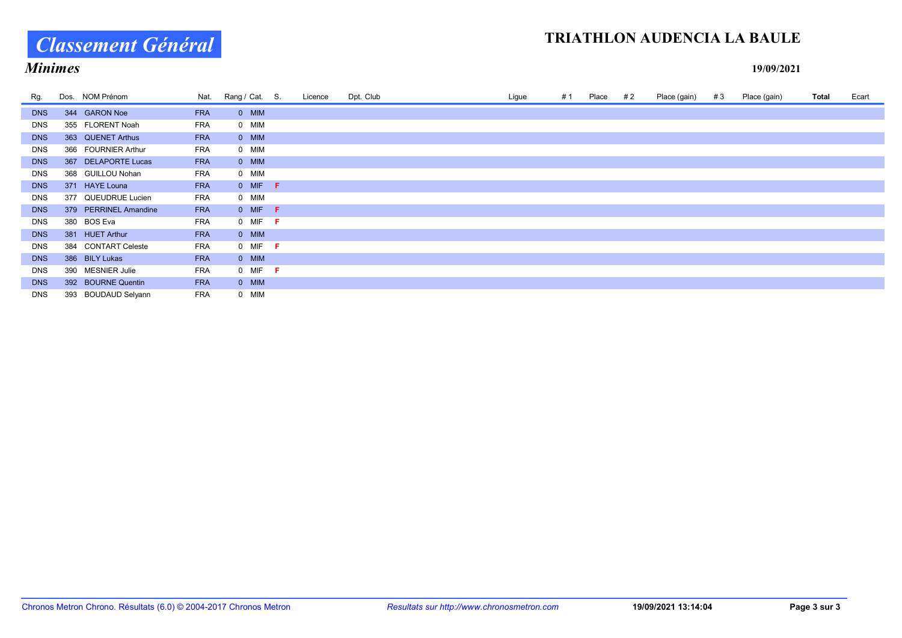# Classement Général

## Minimes

**TRIATHLON AUDENCIA LA BAULE**

**19/09/2021**

| Rg. | Dos. | NOM Prénom | Nat. | Rang / Cat. | S. | Licence | Dpt. Club | Ligue | # 1 | Place | # 2 | Place (gain) | # 3 | Place (gain) | Total | Ecart |
|---|---|---|---|---|---|---|---|---|---|---|---|---|---|---|---|---|
| DNS | 344 | GARON Noe | FRA | 0 MIM | | | | | | | | | | | | |
| DNS | 355 | FLORENT Noah | FRA | 0 MIM | | | | | | | | | | | | |
| DNS | 363 | QUENET Arthus | FRA | 0 MIM | | | | | | | | | | | | |
| DNS | 366 | FOURNIER Arthur | FRA | 0 MIM | | | | | | | | | | | | |
| DNS | 367 | DELAPORTE Lucas | FRA | 0 MIM | | | | | | | | | | | | |
| DNS | 368 | GUILLOU Nohan | FRA | 0 MIM | | | | | | | | | | | | |
| DNS | 371 | HAYE Louna | FRA | 0 MIF | F | | | | | | | | | | | |
| DNS | 377 | QUEUDRUE Lucien | FRA | 0 MIM | | | | | | | | | | | | |
| DNS | 379 | PERRINEL Amandine | FRA | 0 MIF | F | | | | | | | | | | | |
| DNS | 380 | BOS Eva | FRA | 0 MIF | F | | | | | | | | | | | |
| DNS | 381 | HUET Arthur | FRA | 0 MIM | | | | | | | | | | | | |
| DNS | 384 | CONTART Celeste | FRA | 0 MIF | F | | | | | | | | | | | |
| DNS | 386 | BILY Lukas | FRA | 0 MIM | | | | | | | | | | | | |
| DNS | 390 | MESNIER Julie | FRA | 0 MIF | F | | | | | | | | | | | |
| DNS | 392 | BOURNE Quentin | FRA | 0 MIM | | | | | | | | | | | | |
| DNS | 393 | BOUDAUD Selyann | FRA | 0 MIM | | | | | | | | | | | | |

Chronos Metron Chrono. Résultats (6.0) © 2004-2017 Chronos Metron

*Resultats sur http://www.chronosmetron.com*

**19/09/2021 13:14:04**